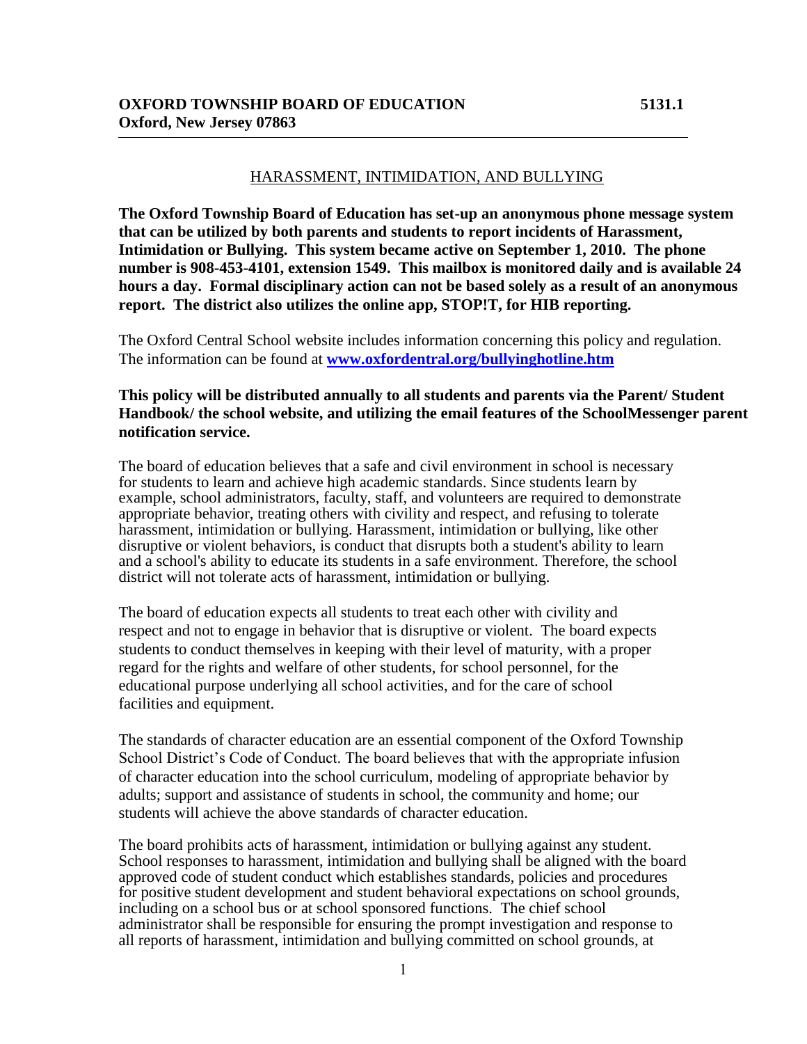**OXFORD TOWNSHIP BOARD OF EDUCATION** **5131.1**
**Oxford, New Jersey 07863**

## HARASSMENT, INTIMIDATION, AND BULLYING

**The Oxford Township Board of Education has set-up an anonymous phone message system that can be utilized by both parents and students to report incidents of Harassment, Intimidation or Bullying. This system became active on September 1, 2010. The phone number is 908-453-4101, extension 1549. This mailbox is monitored daily and is available 24 hours a day. Formal disciplinary action can not be based solely as a result of an anonymous report. The district also utilizes the online app, STOP!T, for HIB reporting.**

The Oxford Central School website includes information concerning this policy and regulation. The information can be found at **www.oxfordentral.org/bullyinghotline.htm**

**This policy will be distributed annually to all students and parents via the Parent/ Student Handbook/ the school website, and utilizing the email features of the SchoolMessenger parent notification service.**

The board of education believes that a safe and civil environment in school is necessary for students to learn and achieve high academic standards. Since students learn by example, school administrators, faculty, staff, and volunteers are required to demonstrate appropriate behavior, treating others with civility and respect, and refusing to tolerate harassment, intimidation or bullying. Harassment, intimidation or bullying, like other disruptive or violent behaviors, is conduct that disrupts both a student's ability to learn and a school's ability to educate its students in a safe environment. Therefore, the school district will not tolerate acts of harassment, intimidation or bullying.

The board of education expects all students to treat each other with civility and respect and not to engage in behavior that is disruptive or violent. The board expects students to conduct themselves in keeping with their level of maturity, with a proper regard for the rights and welfare of other students, for school personnel, for the educational purpose underlying all school activities, and for the care of school facilities and equipment.

The standards of character education are an essential component of the Oxford Township School District's Code of Conduct. The board believes that with the appropriate infusion of character education into the school curriculum, modeling of appropriate behavior by adults; support and assistance of students in school, the community and home; our students will achieve the above standards of character education.

The board prohibits acts of harassment, intimidation or bullying against any student. School responses to harassment, intimidation and bullying shall be aligned with the board approved code of student conduct which establishes standards, policies and procedures for positive student development and student behavioral expectations on school grounds, including on a school bus or at school sponsored functions. The chief school administrator shall be responsible for ensuring the prompt investigation and response to all reports of harassment, intimidation and bullying committed on school grounds, at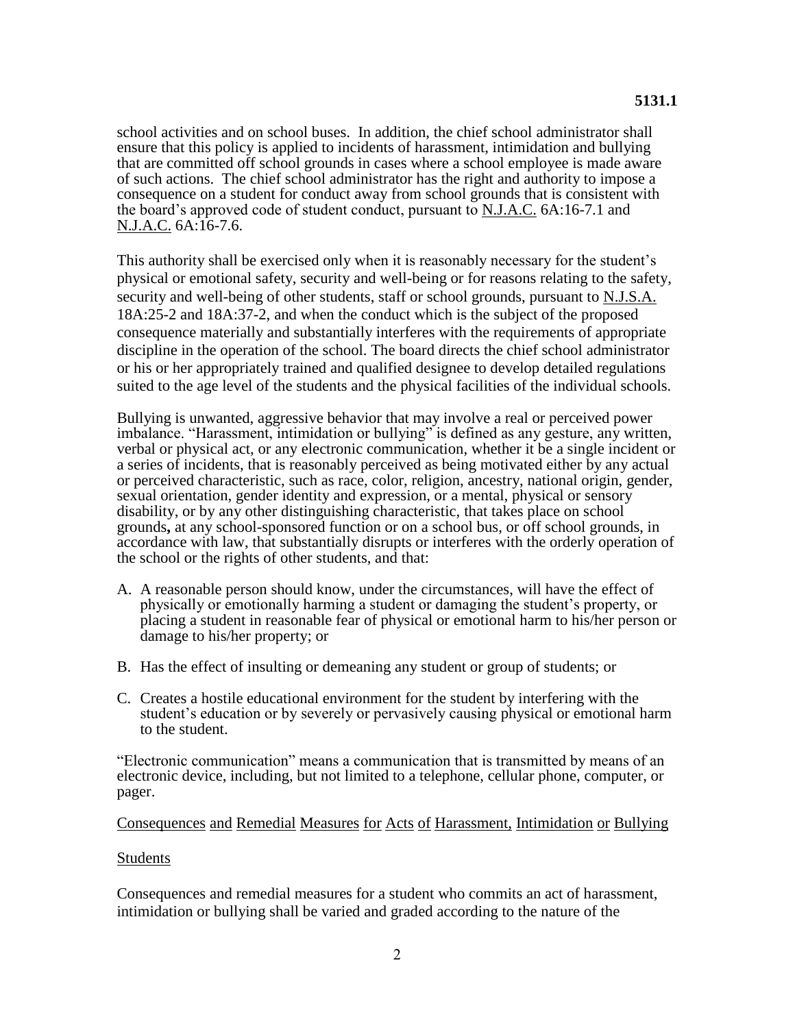school activities and on school buses. In addition, the chief school administrator shall ensure that this policy is applied to incidents of harassment, intimidation and bullying that are committed off school grounds in cases where a school employee is made aware of such actions. The chief school administrator has the right and authority to impose a consequence on a student for conduct away from school grounds that is consistent with the board's approved code of student conduct, pursuant to N.J.A.C. 6A:16-7.1 and N.J.A.C. 6A:16-7.6.

This authority shall be exercised only when it is reasonably necessary for the student's physical or emotional safety, security and well-being or for reasons relating to the safety, security and well-being of other students, staff or school grounds, pursuant to N.J.S.A. 18A:25-2 and 18A:37-2, and when the conduct which is the subject of the proposed consequence materially and substantially interferes with the requirements of appropriate discipline in the operation of the school. The board directs the chief school administrator or his or her appropriately trained and qualified designee to develop detailed regulations suited to the age level of the students and the physical facilities of the individual schools.

Bullying is unwanted, aggressive behavior that may involve a real or perceived power imbalance. "Harassment, intimidation or bullying" is defined as any gesture, any written, verbal or physical act, or any electronic communication, whether it be a single incident or a series of incidents, that is reasonably perceived as being motivated either by any actual or perceived characteristic, such as race, color, religion, ancestry, national origin, gender, sexual orientation, gender identity and expression, or a mental, physical or sensory disability, or by any other distinguishing characteristic, that takes place on school grounds**,** at any school-sponsored function or on a school bus, or off school grounds, in accordance with law, that substantially disrupts or interferes with the orderly operation of the school or the rights of other students, and that:

A. A reasonable person should know, under the circumstances, will have the effect of physically or emotionally harming a student or damaging the student's property, or placing a student in reasonable fear of physical or emotional harm to his/her person or damage to his/her property; or

B. Has the effect of insulting or demeaning any student or group of students; or

C. Creates a hostile educational environment for the student by interfering with the student's education or by severely or pervasively causing physical or emotional harm to the student.

"Electronic communication" means a communication that is transmitted by means of an electronic device, including, but not limited to a telephone, cellular phone, computer, or pager.

Consequences and Remedial Measures for Acts of Harassment, Intimidation or Bullying

Students

Consequences and remedial measures for a student who commits an act of harassment, intimidation or bullying shall be varied and graded according to the nature of the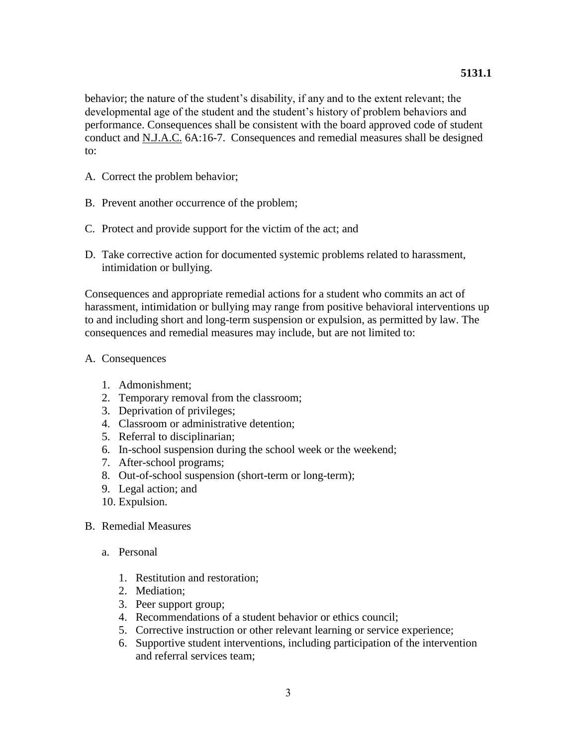behavior; the nature of the student's disability, if any and to the extent relevant; the developmental age of the student and the student's history of problem behaviors and performance. Consequences shall be consistent with the board approved code of student conduct and N.J.A.C. 6A:16-7. Consequences and remedial measures shall be designed to:

A. Correct the problem behavior;

B. Prevent another occurrence of the problem;

C. Protect and provide support for the victim of the act; and

D. Take corrective action for documented systemic problems related to harassment, intimidation or bullying.

Consequences and appropriate remedial actions for a student who commits an act of harassment, intimidation or bullying may range from positive behavioral interventions up to and including short and long-term suspension or expulsion, as permitted by law. The consequences and remedial measures may include, but are not limited to:

A. Consequences

   1. Admonishment;
   2. Temporary removal from the classroom;
   3. Deprivation of privileges;
   4. Classroom or administrative detention;
   5. Referral to disciplinarian;
   6. In-school suspension during the school week or the weekend;
   7. After-school programs;
   8. Out-of-school suspension (short-term or long-term);
   9. Legal action; and
   10. Expulsion.

B. Remedial Measures

   a. Personal

      1. Restitution and restoration;
      2. Mediation;
      3. Peer support group;
      4. Recommendations of a student behavior or ethics council;
      5. Corrective instruction or other relevant learning or service experience;
      6. Supportive student interventions, including participation of the intervention and referral services team;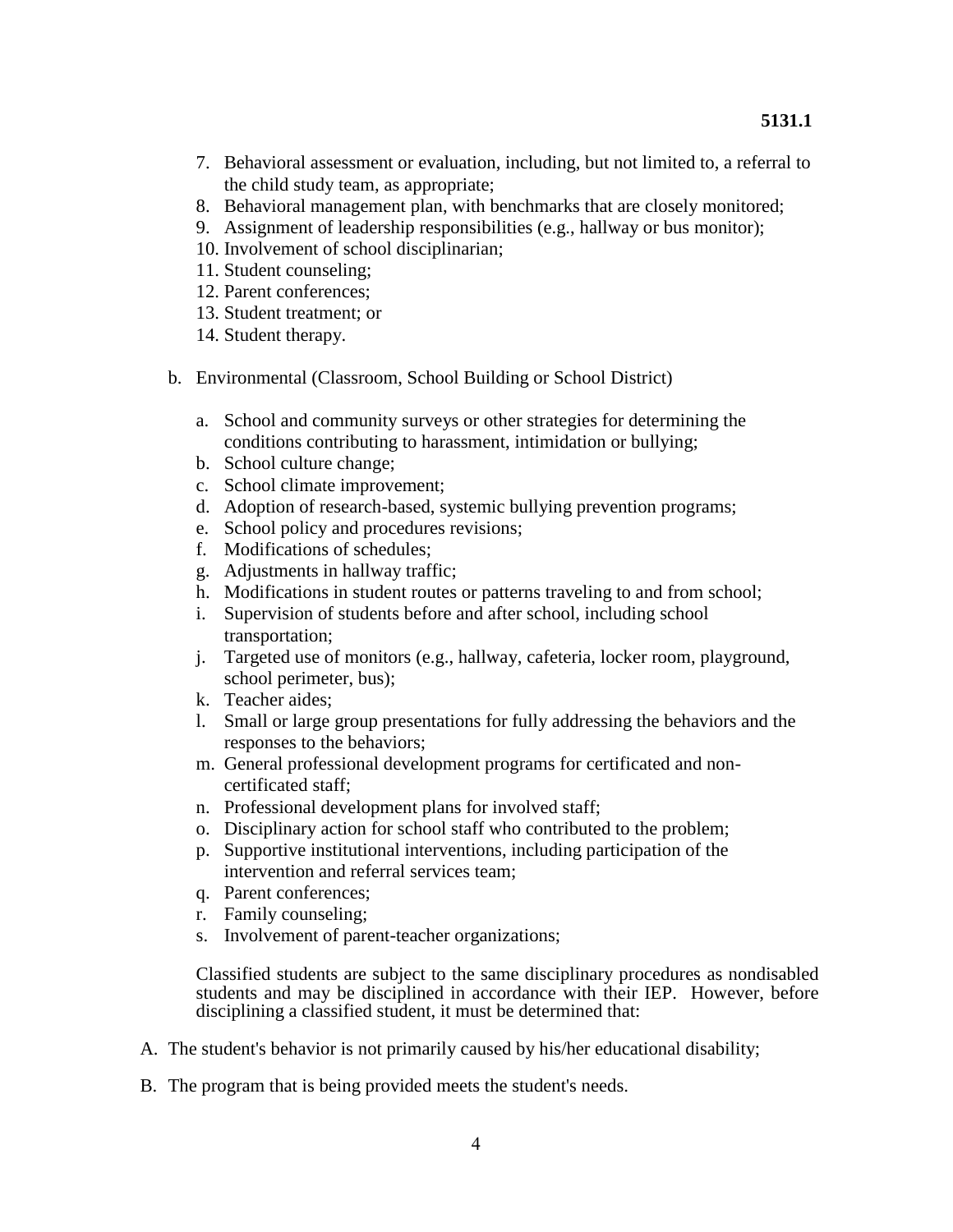7. Behavioral assessment or evaluation, including, but not limited to, a referral to the child study team, as appropriate;
8. Behavioral management plan, with benchmarks that are closely monitored;
9. Assignment of leadership responsibilities (e.g., hallway or bus monitor);
10. Involvement of school disciplinarian;
11. Student counseling;
12. Parent conferences;
13. Student treatment; or
14. Student therapy.

b. Environmental (Classroom, School Building or School District)

   a. School and community surveys or other strategies for determining the conditions contributing to harassment, intimidation or bullying;
   b. School culture change;
   c. School climate improvement;
   d. Adoption of research-based, systemic bullying prevention programs;
   e. School policy and procedures revisions;
   f. Modifications of schedules;
   g. Adjustments in hallway traffic;
   h. Modifications in student routes or patterns traveling to and from school;
   i. Supervision of students before and after school, including school transportation;
   j. Targeted use of monitors (e.g., hallway, cafeteria, locker room, playground, school perimeter, bus);
   k. Teacher aides;
   l. Small or large group presentations for fully addressing the behaviors and the responses to the behaviors;
   m. General professional development programs for certificated and non-certificated staff;
   n. Professional development plans for involved staff;
   o. Disciplinary action for school staff who contributed to the problem;
   p. Supportive institutional interventions, including participation of the intervention and referral services team;
   q. Parent conferences;
   r. Family counseling;
   s. Involvement of parent-teacher organizations;

   Classified students are subject to the same disciplinary procedures as nondisabled students and may be disciplined in accordance with their IEP. However, before disciplining a classified student, it must be determined that:

A. The student's behavior is not primarily caused by his/her educational disability;

B. The program that is being provided meets the student's needs.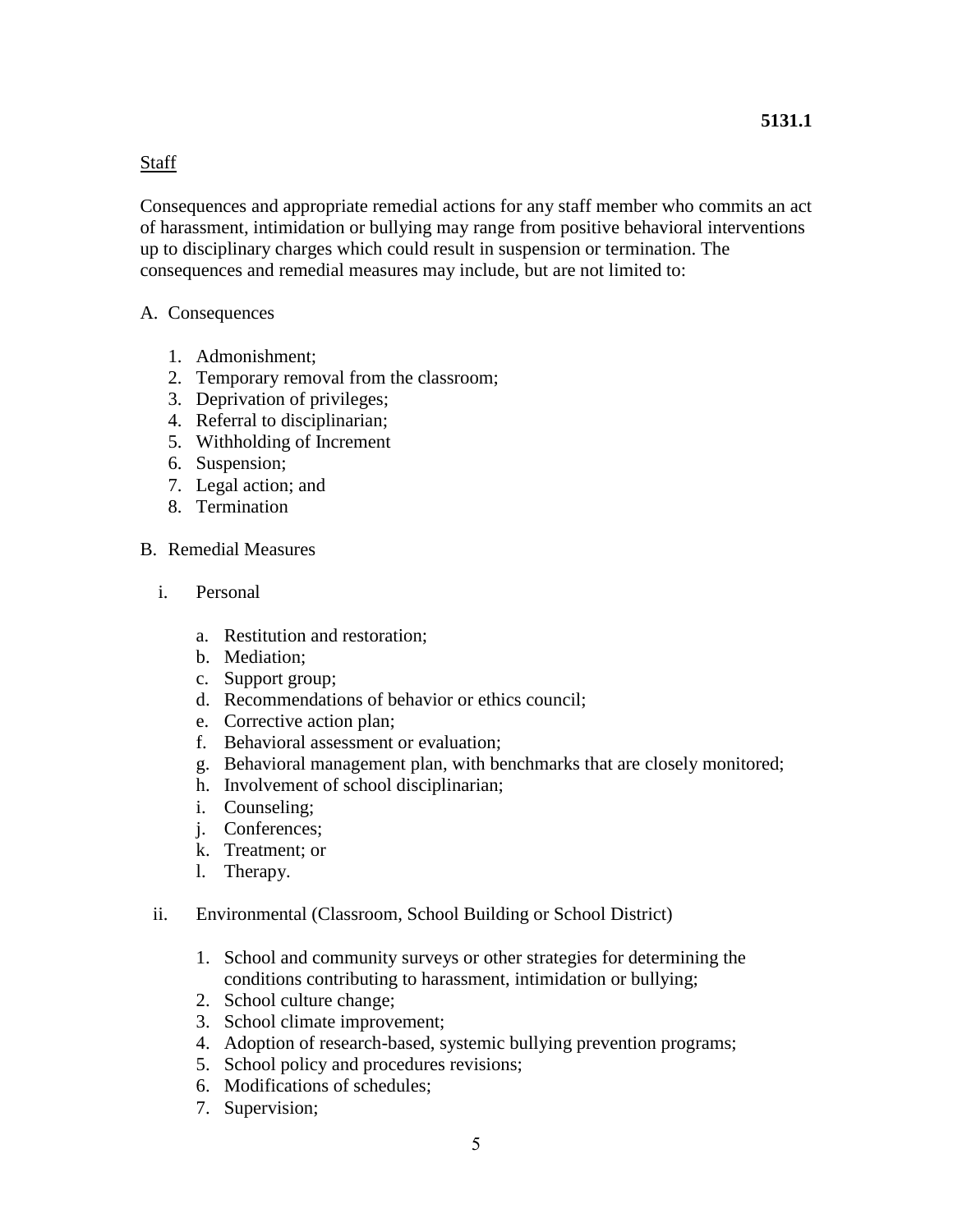Staff

Consequences and appropriate remedial actions for any staff member who commits an act of harassment, intimidation or bullying may range from positive behavioral interventions up to disciplinary charges which could result in suspension or termination. The consequences and remedial measures may include, but are not limited to:

A. Consequences

1. Admonishment;
2. Temporary removal from the classroom;
3. Deprivation of privileges;
4. Referral to disciplinarian;
5. Withholding of Increment
6. Suspension;
7. Legal action; and
8. Termination

B. Remedial Measures

i. Personal

a. Restitution and restoration;
b. Mediation;
c. Support group;
d. Recommendations of behavior or ethics council;
e. Corrective action plan;
f. Behavioral assessment or evaluation;
g. Behavioral management plan, with benchmarks that are closely monitored;
h. Involvement of school disciplinarian;
i. Counseling;
j. Conferences;
k. Treatment; or
l. Therapy.

ii. Environmental (Classroom, School Building or School District)

1. School and community surveys or other strategies for determining the conditions contributing to harassment, intimidation or bullying;
2. School culture change;
3. School climate improvement;
4. Adoption of research-based, systemic bullying prevention programs;
5. School policy and procedures revisions;
6. Modifications of schedules;
7. Supervision;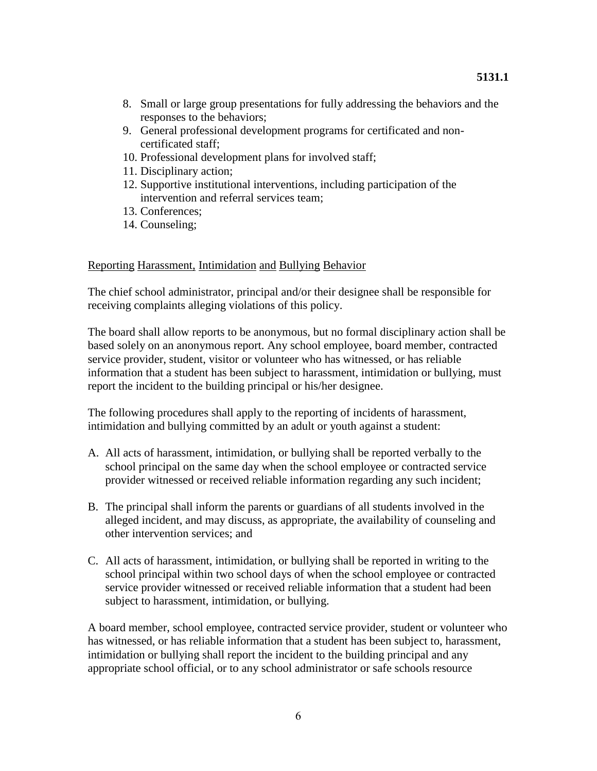8. Small or large group presentations for fully addressing the behaviors and the responses to the behaviors;
9. General professional development programs for certificated and non-certificated staff;
10. Professional development plans for involved staff;
11. Disciplinary action;
12. Supportive institutional interventions, including participation of the intervention and referral services team;
13. Conferences;
14. Counseling;

Reporting Harassment, Intimidation and Bullying Behavior

The chief school administrator, principal and/or their designee shall be responsible for receiving complaints alleging violations of this policy.

The board shall allow reports to be anonymous, but no formal disciplinary action shall be based solely on an anonymous report. Any school employee, board member, contracted service provider, student, visitor or volunteer who has witnessed, or has reliable information that a student has been subject to harassment, intimidation or bullying, must report the incident to the building principal or his/her designee.

The following procedures shall apply to the reporting of incidents of harassment, intimidation and bullying committed by an adult or youth against a student:

A. All acts of harassment, intimidation, or bullying shall be reported verbally to the school principal on the same day when the school employee or contracted service provider witnessed or received reliable information regarding any such incident;

B. The principal shall inform the parents or guardians of all students involved in the alleged incident, and may discuss, as appropriate, the availability of counseling and other intervention services; and

C. All acts of harassment, intimidation, or bullying shall be reported in writing to the school principal within two school days of when the school employee or contracted service provider witnessed or received reliable information that a student had been subject to harassment, intimidation, or bullying.

A board member, school employee, contracted service provider, student or volunteer who has witnessed, or has reliable information that a student has been subject to, harassment, intimidation or bullying shall report the incident to the building principal and any appropriate school official, or to any school administrator or safe schools resource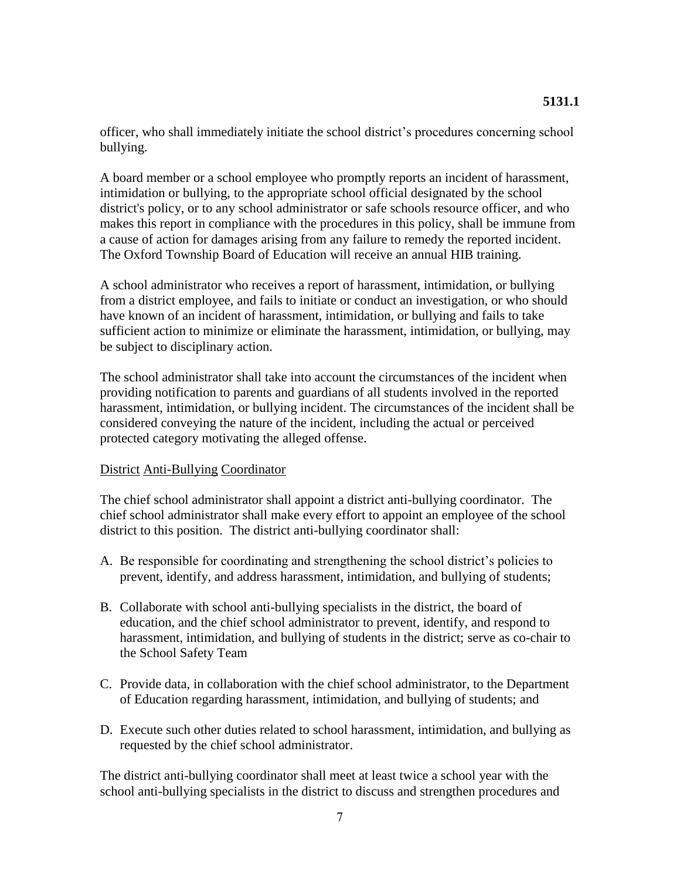officer, who shall immediately initiate the school district's procedures concerning school bullying.

A board member or a school employee who promptly reports an incident of harassment, intimidation or bullying, to the appropriate school official designated by the school district's policy, or to any school administrator or safe schools resource officer, and who makes this report in compliance with the procedures in this policy, shall be immune from a cause of action for damages arising from any failure to remedy the reported incident. The Oxford Township Board of Education will receive an annual HIB training.

A school administrator who receives a report of harassment, intimidation, or bullying from a district employee, and fails to initiate or conduct an investigation, or who should have known of an incident of harassment, intimidation, or bullying and fails to take sufficient action to minimize or eliminate the harassment, intimidation, or bullying, may be subject to disciplinary action.

The school administrator shall take into account the circumstances of the incident when providing notification to parents and guardians of all students involved in the reported harassment, intimidation, or bullying incident. The circumstances of the incident shall be considered conveying the nature of the incident, including the actual or perceived protected category motivating the alleged offense.

<u>District Anti-Bullying Coordinator</u>

The chief school administrator shall appoint a district anti-bullying coordinator. The chief school administrator shall make every effort to appoint an employee of the school district to this position. The district anti-bullying coordinator shall:

A. Be responsible for coordinating and strengthening the school district's policies to prevent, identify, and address harassment, intimidation, and bullying of students;

B. Collaborate with school anti-bullying specialists in the district, the board of education, and the chief school administrator to prevent, identify, and respond to harassment, intimidation, and bullying of students in the district; serve as co-chair to the School Safety Team

C. Provide data, in collaboration with the chief school administrator, to the Department of Education regarding harassment, intimidation, and bullying of students; and

D. Execute such other duties related to school harassment, intimidation, and bullying as requested by the chief school administrator.

The district anti-bullying coordinator shall meet at least twice a school year with the school anti-bullying specialists in the district to discuss and strengthen procedures and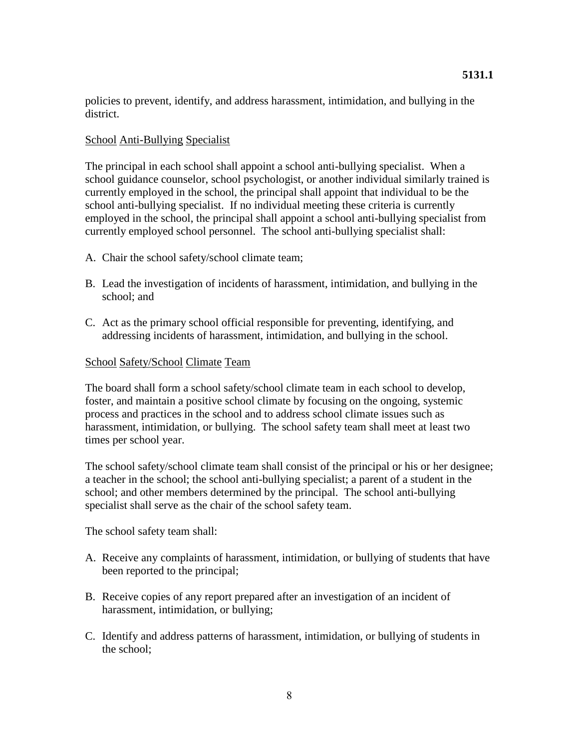policies to prevent, identify, and address harassment, intimidation, and bullying in the district.

School Anti-Bullying Specialist

The principal in each school shall appoint a school anti-bullying specialist. When a school guidance counselor, school psychologist, or another individual similarly trained is currently employed in the school, the principal shall appoint that individual to be the school anti-bullying specialist. If no individual meeting these criteria is currently employed in the school, the principal shall appoint a school anti-bullying specialist from currently employed school personnel. The school anti-bullying specialist shall:

A. Chair the school safety/school climate team;

B. Lead the investigation of incidents of harassment, intimidation, and bullying in the school; and

C. Act as the primary school official responsible for preventing, identifying, and addressing incidents of harassment, intimidation, and bullying in the school.

School Safety/School Climate Team

The board shall form a school safety/school climate team in each school to develop, foster, and maintain a positive school climate by focusing on the ongoing, systemic process and practices in the school and to address school climate issues such as harassment, intimidation, or bullying. The school safety team shall meet at least two times per school year.

The school safety/school climate team shall consist of the principal or his or her designee; a teacher in the school; the school anti-bullying specialist; a parent of a student in the school; and other members determined by the principal. The school anti-bullying specialist shall serve as the chair of the school safety team.

The school safety team shall:

A. Receive any complaints of harassment, intimidation, or bullying of students that have been reported to the principal;

B. Receive copies of any report prepared after an investigation of an incident of harassment, intimidation, or bullying;

C. Identify and address patterns of harassment, intimidation, or bullying of students in the school;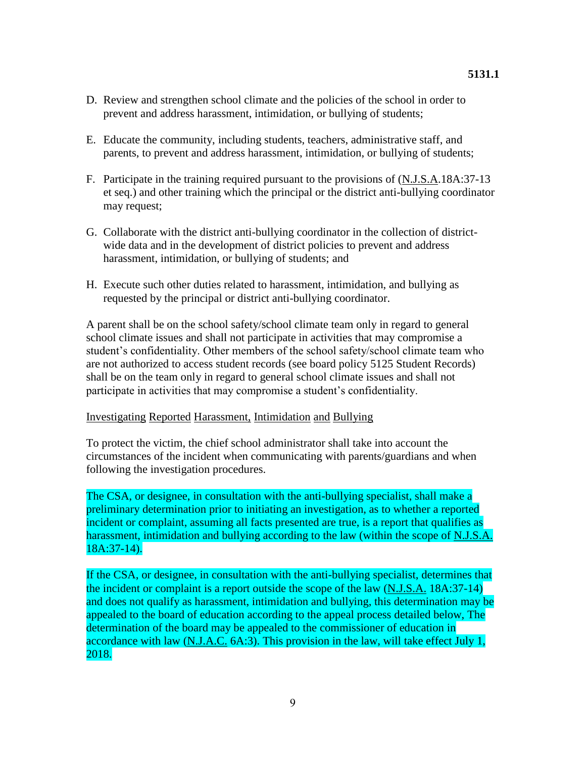D. Review and strengthen school climate and the policies of the school in order to prevent and address harassment, intimidation, or bullying of students;

E. Educate the community, including students, teachers, administrative staff, and parents, to prevent and address harassment, intimidation, or bullying of students;

F. Participate in the training required pursuant to the provisions of (N.J.S.A.18A:37-13 et seq.) and other training which the principal or the district anti-bullying coordinator may request;

G. Collaborate with the district anti-bullying coordinator in the collection of district-wide data and in the development of district policies to prevent and address harassment, intimidation, or bullying of students; and

H. Execute such other duties related to harassment, intimidation, and bullying as requested by the principal or district anti-bullying coordinator.

A parent shall be on the school safety/school climate team only in regard to general school climate issues and shall not participate in activities that may compromise a student's confidentiality. Other members of the school safety/school climate team who are not authorized to access student records (see board policy 5125 Student Records) shall be on the team only in regard to general school climate issues and shall not participate in activities that may compromise a student's confidentiality.

Investigating Reported Harassment, Intimidation and Bullying

To protect the victim, the chief school administrator shall take into account the circumstances of the incident when communicating with parents/guardians and when following the investigation procedures.

The CSA, or designee, in consultation with the anti-bullying specialist, shall make a preliminary determination prior to initiating an investigation, as to whether a reported incident or complaint, assuming all facts presented are true, is a report that qualifies as harassment, intimidation and bullying according to the law (within the scope of N.J.S.A. 18A:37-14).

If the CSA, or designee, in consultation with the anti-bullying specialist, determines that the incident or complaint is a report outside the scope of the law (N.J.S.A. 18A:37-14) and does not qualify as harassment, intimidation and bullying, this determination may be appealed to the board of education according to the appeal process detailed below, The determination of the board may be appealed to the commissioner of education in accordance with law (N.J.A.C. 6A:3). This provision in the law, will take effect July 1, 2018.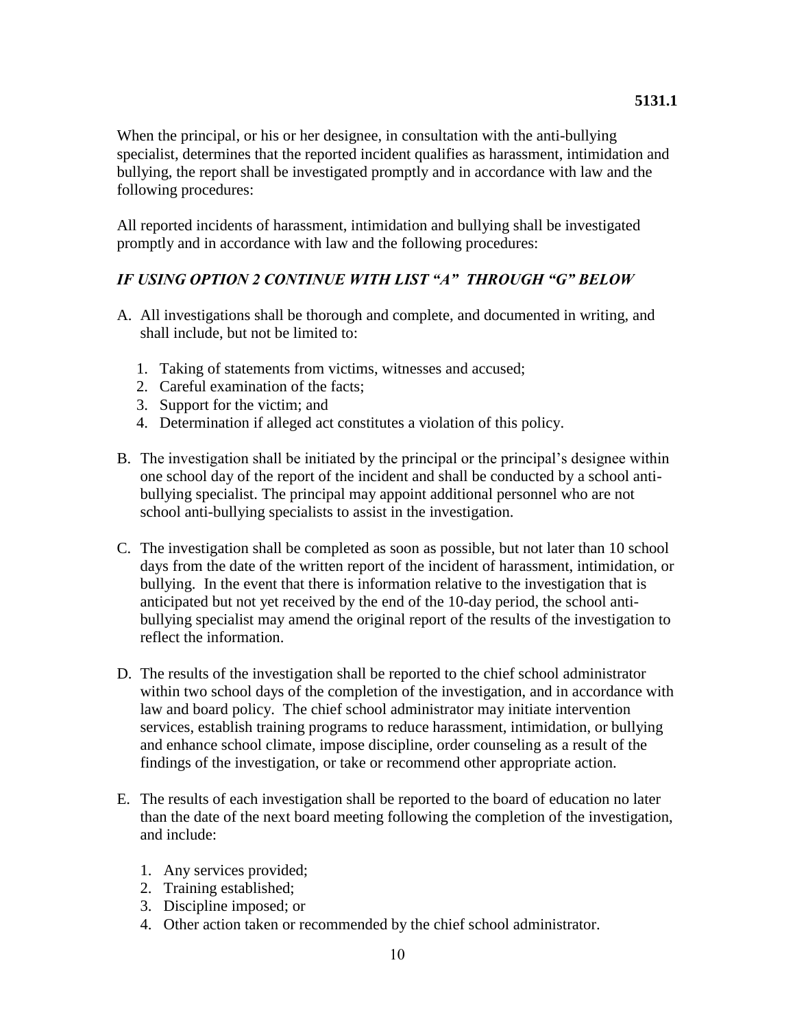When the principal, or his or her designee, in consultation with the anti-bullying specialist, determines that the reported incident qualifies as harassment, intimidation and bullying, the report shall be investigated promptly and in accordance with law and the following procedures:

All reported incidents of harassment, intimidation and bullying shall be investigated promptly and in accordance with law and the following procedures:

***IF USING OPTION 2 CONTINUE WITH LIST "A" THROUGH "G" BELOW***

A. All investigations shall be thorough and complete, and documented in writing, and shall include, but not be limited to:

   1. Taking of statements from victims, witnesses and accused;
   2. Careful examination of the facts;
   3. Support for the victim; and
   4. Determination if alleged act constitutes a violation of this policy.

B. The investigation shall be initiated by the principal or the principal's designee within one school day of the report of the incident and shall be conducted by a school anti-bullying specialist. The principal may appoint additional personnel who are not school anti-bullying specialists to assist in the investigation.

C. The investigation shall be completed as soon as possible, but not later than 10 school days from the date of the written report of the incident of harassment, intimidation, or bullying. In the event that there is information relative to the investigation that is anticipated but not yet received by the end of the 10-day period, the school anti-bullying specialist may amend the original report of the results of the investigation to reflect the information.

D. The results of the investigation shall be reported to the chief school administrator within two school days of the completion of the investigation, and in accordance with law and board policy. The chief school administrator may initiate intervention services, establish training programs to reduce harassment, intimidation, or bullying and enhance school climate, impose discipline, order counseling as a result of the findings of the investigation, or take or recommend other appropriate action.

E. The results of each investigation shall be reported to the board of education no later than the date of the next board meeting following the completion of the investigation, and include:

   1. Any services provided;
   2. Training established;
   3. Discipline imposed; or
   4. Other action taken or recommended by the chief school administrator.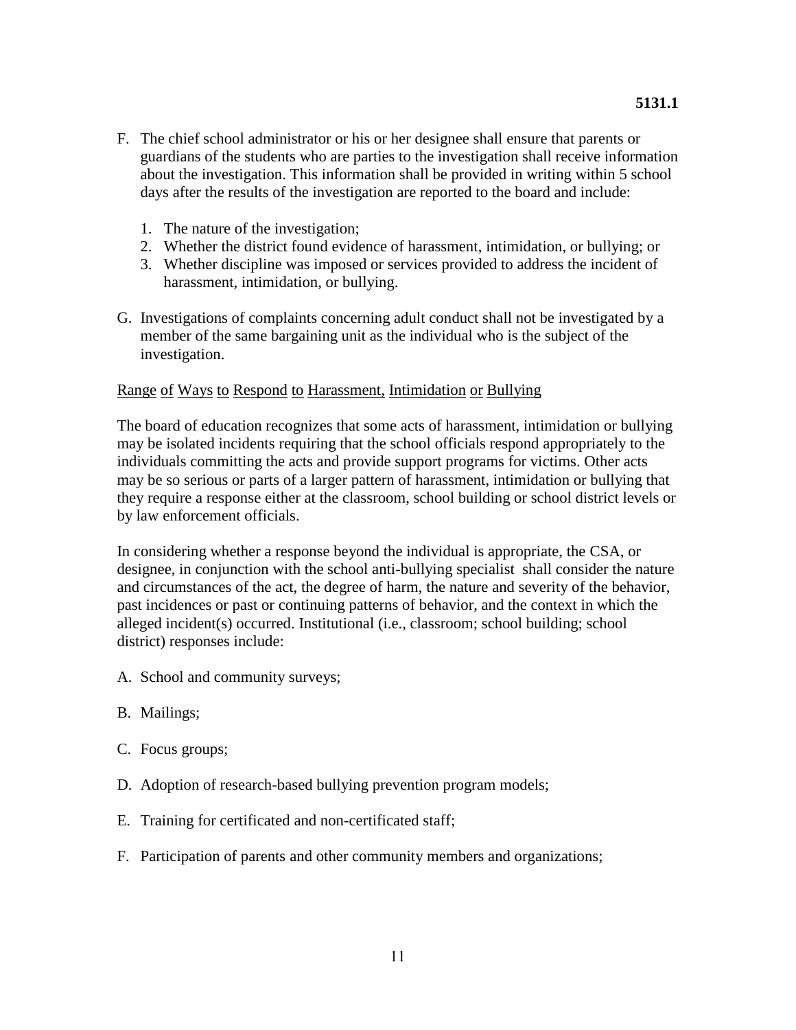F. The chief school administrator or his or her designee shall ensure that parents or guardians of the students who are parties to the investigation shall receive information about the investigation. This information shall be provided in writing within 5 school days after the results of the investigation are reported to the board and include:

   1. The nature of the investigation;
   2. Whether the district found evidence of harassment, intimidation, or bullying; or
   3. Whether discipline was imposed or services provided to address the incident of harassment, intimidation, or bullying.

G. Investigations of complaints concerning adult conduct shall not be investigated by a member of the same bargaining unit as the individual who is the subject of the investigation.

<u>Range of Ways to Respond to Harassment, Intimidation or Bullying</u>

The board of education recognizes that some acts of harassment, intimidation or bullying may be isolated incidents requiring that the school officials respond appropriately to the individuals committing the acts and provide support programs for victims. Other acts may be so serious or parts of a larger pattern of harassment, intimidation or bullying that they require a response either at the classroom, school building or school district levels or by law enforcement officials.

In considering whether a response beyond the individual is appropriate, the CSA, or designee, in conjunction with the school anti-bullying specialist shall consider the nature and circumstances of the act, the degree of harm, the nature and severity of the behavior, past incidences or past or continuing patterns of behavior, and the context in which the alleged incident(s) occurred. Institutional (i.e., classroom; school building; school district) responses include:

A. School and community surveys;

B. Mailings;

C. Focus groups;

D. Adoption of research-based bullying prevention program models;

E. Training for certificated and non-certificated staff;

F. Participation of parents and other community members and organizations;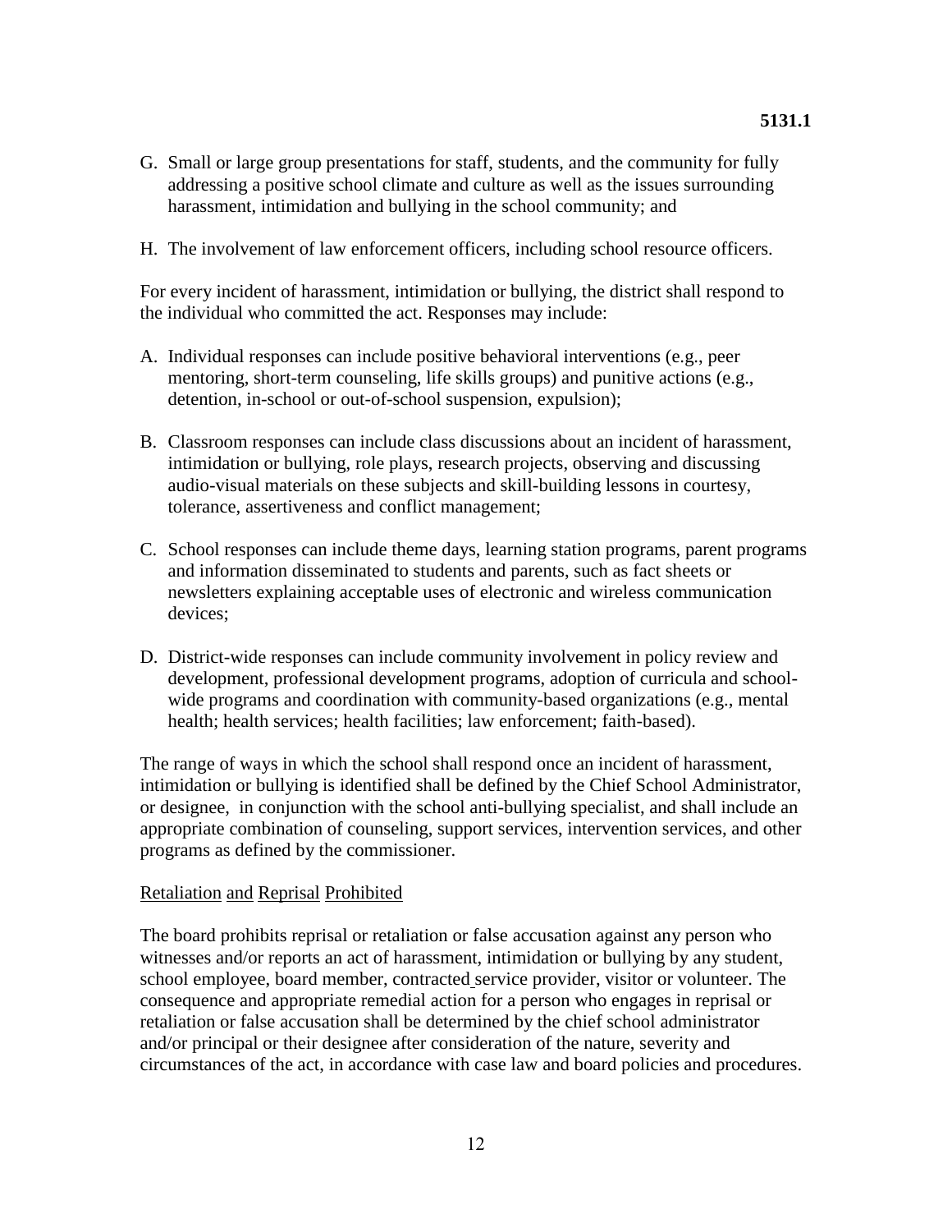G. Small or large group presentations for staff, students, and the community for fully addressing a positive school climate and culture as well as the issues surrounding harassment, intimidation and bullying in the school community; and

H. The involvement of law enforcement officers, including school resource officers.

For every incident of harassment, intimidation or bullying, the district shall respond to the individual who committed the act. Responses may include:

A. Individual responses can include positive behavioral interventions (e.g., peer mentoring, short-term counseling, life skills groups) and punitive actions (e.g., detention, in-school or out-of-school suspension, expulsion);

B. Classroom responses can include class discussions about an incident of harassment, intimidation or bullying, role plays, research projects, observing and discussing audio-visual materials on these subjects and skill-building lessons in courtesy, tolerance, assertiveness and conflict management;

C. School responses can include theme days, learning station programs, parent programs and information disseminated to students and parents, such as fact sheets or newsletters explaining acceptable uses of electronic and wireless communication devices;

D. District-wide responses can include community involvement in policy review and development, professional development programs, adoption of curricula and school-wide programs and coordination with community-based organizations (e.g., mental health; health services; health facilities; law enforcement; faith-based).

The range of ways in which the school shall respond once an incident of harassment, intimidation or bullying is identified shall be defined by the Chief School Administrator, or designee, in conjunction with the school anti-bullying specialist, and shall include an appropriate combination of counseling, support services, intervention services, and other programs as defined by the commissioner.

Retaliation and Reprisal Prohibited

The board prohibits reprisal or retaliation or false accusation against any person who witnesses and/or reports an act of harassment, intimidation or bullying by any student, school employee, board member, contracted service provider, visitor or volunteer. The consequence and appropriate remedial action for a person who engages in reprisal or retaliation or false accusation shall be determined by the chief school administrator and/or principal or their designee after consideration of the nature, severity and circumstances of the act, in accordance with case law and board policies and procedures.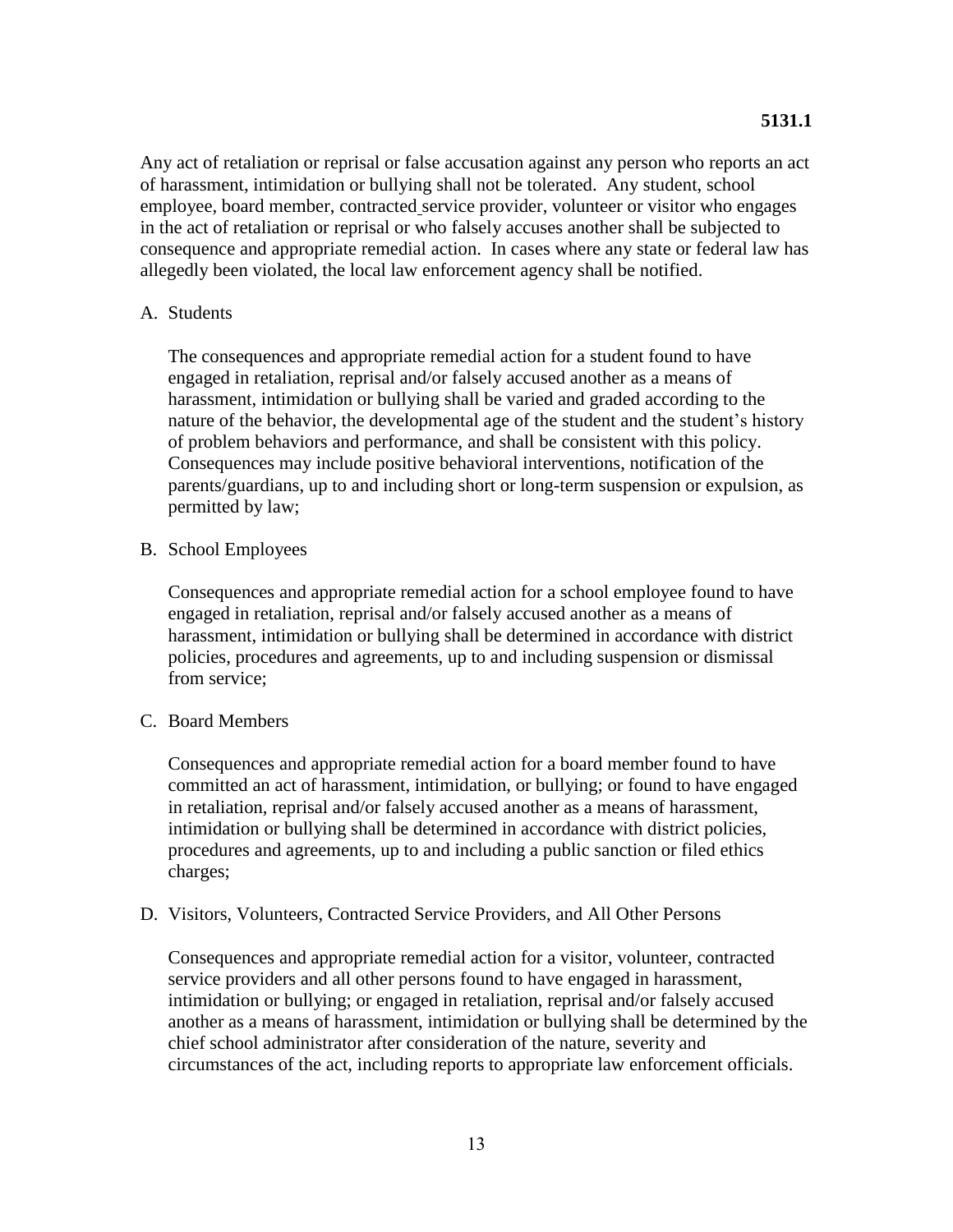Any act of retaliation or reprisal or false accusation against any person who reports an act of harassment, intimidation or bullying shall not be tolerated. Any student, school employee, board member, contracted service provider, volunteer or visitor who engages in the act of retaliation or reprisal or who falsely accuses another shall be subjected to consequence and appropriate remedial action. In cases where any state or federal law has allegedly been violated, the local law enforcement agency shall be notified.

A. Students

   The consequences and appropriate remedial action for a student found to have engaged in retaliation, reprisal and/or falsely accused another as a means of harassment, intimidation or bullying shall be varied and graded according to the nature of the behavior, the developmental age of the student and the student's history of problem behaviors and performance, and shall be consistent with this policy. Consequences may include positive behavioral interventions, notification of the parents/guardians, up to and including short or long-term suspension or expulsion, as permitted by law;

B. School Employees

   Consequences and appropriate remedial action for a school employee found to have engaged in retaliation, reprisal and/or falsely accused another as a means of harassment, intimidation or bullying shall be determined in accordance with district policies, procedures and agreements, up to and including suspension or dismissal from service;

C. Board Members

   Consequences and appropriate remedial action for a board member found to have committed an act of harassment, intimidation, or bullying; or found to have engaged in retaliation, reprisal and/or falsely accused another as a means of harassment, intimidation or bullying shall be determined in accordance with district policies, procedures and agreements, up to and including a public sanction or filed ethics charges;

D. Visitors, Volunteers, Contracted Service Providers, and All Other Persons

   Consequences and appropriate remedial action for a visitor, volunteer, contracted service providers and all other persons found to have engaged in harassment, intimidation or bullying; or engaged in retaliation, reprisal and/or falsely accused another as a means of harassment, intimidation or bullying shall be determined by the chief school administrator after consideration of the nature, severity and circumstances of the act, including reports to appropriate law enforcement officials.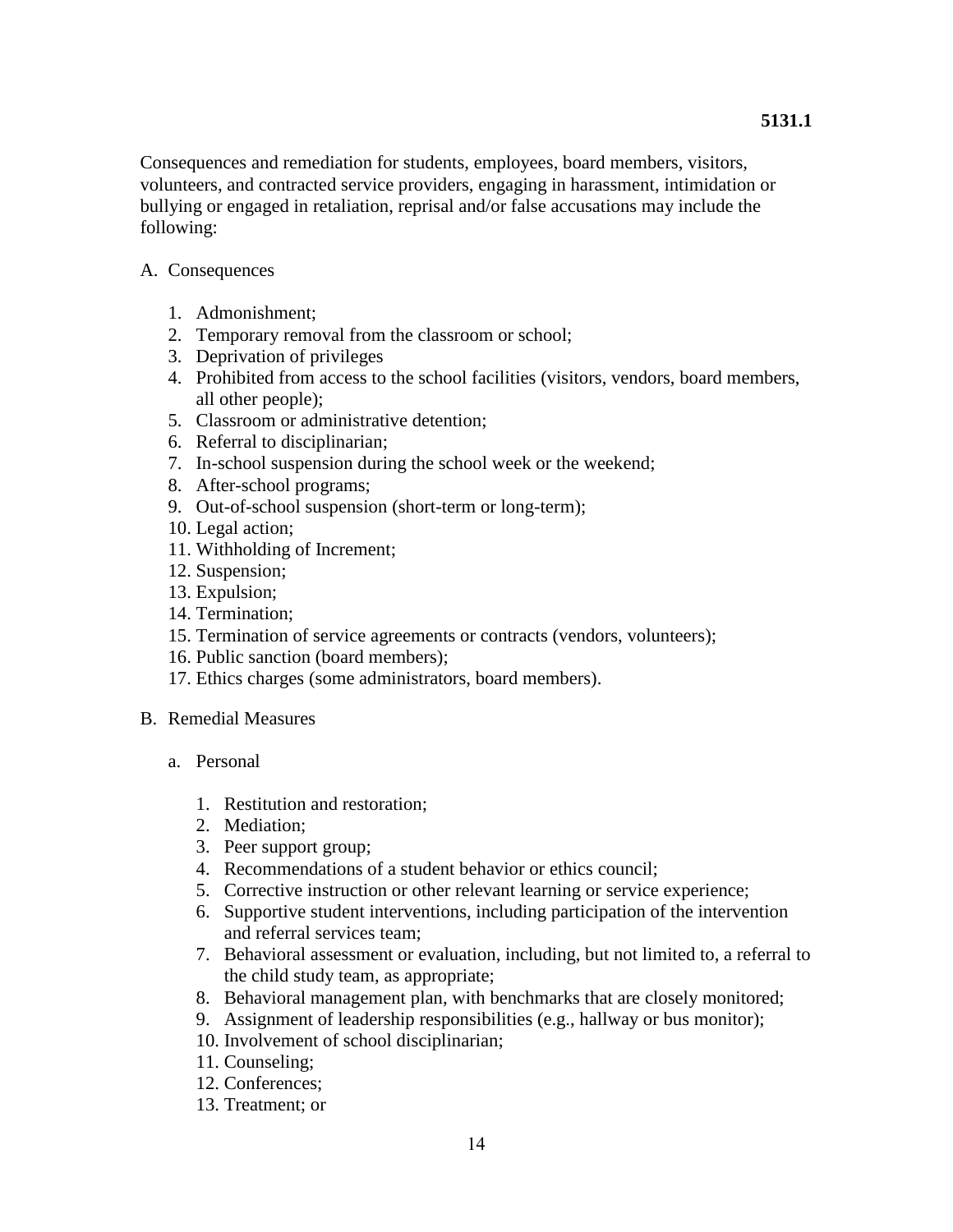Consequences and remediation for students, employees, board members, visitors, volunteers, and contracted service providers, engaging in harassment, intimidation or bullying or engaged in retaliation, reprisal and/or false accusations may include the following:

A. Consequences

1. Admonishment;
2. Temporary removal from the classroom or school;
3. Deprivation of privileges
4. Prohibited from access to the school facilities (visitors, vendors, board members, all other people);
5. Classroom or administrative detention;
6. Referral to disciplinarian;
7. In-school suspension during the school week or the weekend;
8. After-school programs;
9. Out-of-school suspension (short-term or long-term);
10. Legal action;
11. Withholding of Increment;
12. Suspension;
13. Expulsion;
14. Termination;
15. Termination of service agreements or contracts (vendors, volunteers);
16. Public sanction (board members);
17. Ethics charges (some administrators, board members).

B. Remedial Measures

a. Personal

1. Restitution and restoration;
2. Mediation;
3. Peer support group;
4. Recommendations of a student behavior or ethics council;
5. Corrective instruction or other relevant learning or service experience;
6. Supportive student interventions, including participation of the intervention and referral services team;
7. Behavioral assessment or evaluation, including, but not limited to, a referral to the child study team, as appropriate;
8. Behavioral management plan, with benchmarks that are closely monitored;
9. Assignment of leadership responsibilities (e.g., hallway or bus monitor);
10. Involvement of school disciplinarian;
11. Counseling;
12. Conferences;
13. Treatment; or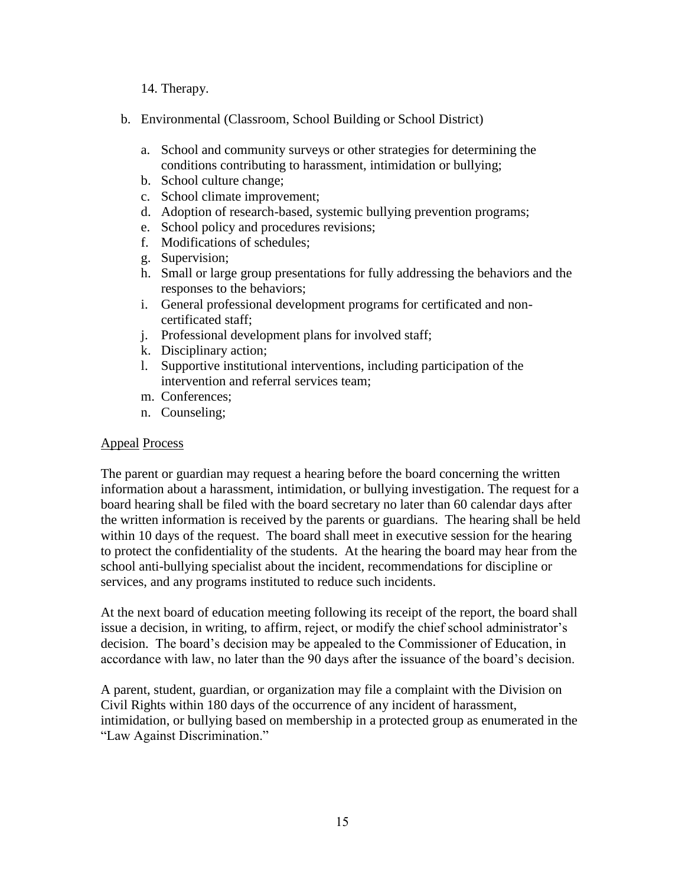14. Therapy.

b. Environmental (Classroom, School Building or School District)

    a. School and community surveys or other strategies for determining the conditions contributing to harassment, intimidation or bullying;
    b. School culture change;
    c. School climate improvement;
    d. Adoption of research-based, systemic bullying prevention programs;
    e. School policy and procedures revisions;
    f. Modifications of schedules;
    g. Supervision;
    h. Small or large group presentations for fully addressing the behaviors and the responses to the behaviors;
    i. General professional development programs for certificated and non-certificated staff;
    j. Professional development plans for involved staff;
    k. Disciplinary action;
    l. Supportive institutional interventions, including participation of the intervention and referral services team;
    m. Conferences;
    n. Counseling;

<u>Appeal Process</u>

The parent or guardian may request a hearing before the board concerning the written information about a harassment, intimidation, or bullying investigation. The request for a board hearing shall be filed with the board secretary no later than 60 calendar days after the written information is received by the parents or guardians. The hearing shall be held within 10 days of the request. The board shall meet in executive session for the hearing to protect the confidentiality of the students. At the hearing the board may hear from the school anti-bullying specialist about the incident, recommendations for discipline or services, and any programs instituted to reduce such incidents.

At the next board of education meeting following its receipt of the report, the board shall issue a decision, in writing, to affirm, reject, or modify the chief school administrator's decision. The board's decision may be appealed to the Commissioner of Education, in accordance with law, no later than the 90 days after the issuance of the board's decision.

A parent, student, guardian, or organization may file a complaint with the Division on Civil Rights within 180 days of the occurrence of any incident of harassment, intimidation, or bullying based on membership in a protected group as enumerated in the "Law Against Discrimination."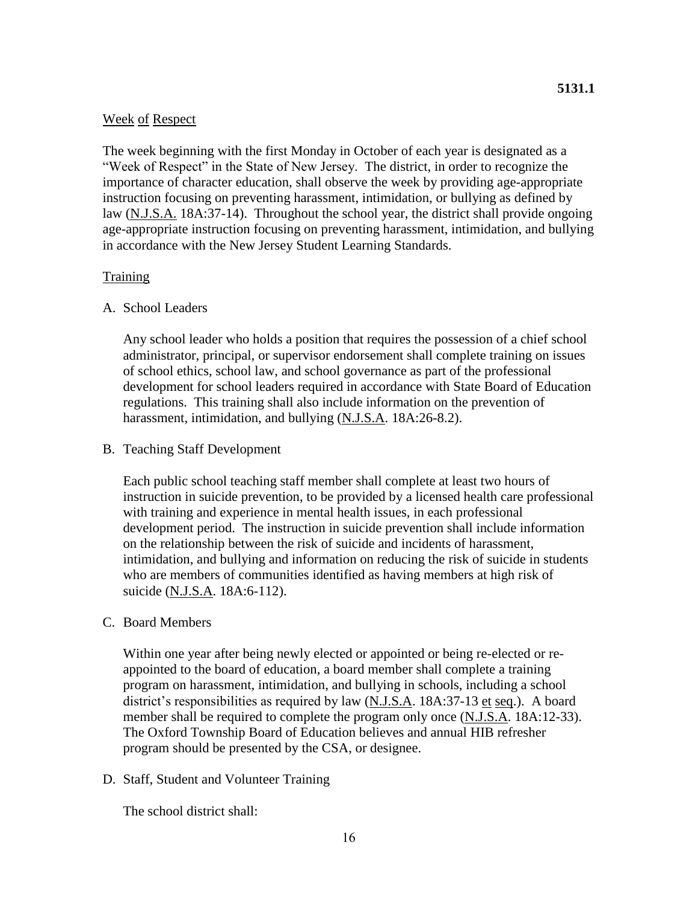**5131.1**

Week of Respect

The week beginning with the first Monday in October of each year is designated as a "Week of Respect" in the State of New Jersey. The district, in order to recognize the importance of character education, shall observe the week by providing age-appropriate instruction focusing on preventing harassment, intimidation, or bullying as defined by law (N.J.S.A. 18A:37-14). Throughout the school year, the district shall provide ongoing age-appropriate instruction focusing on preventing harassment, intimidation, and bullying in accordance with the New Jersey Student Learning Standards.

Training

A. School Leaders

   Any school leader who holds a position that requires the possession of a chief school administrator, principal, or supervisor endorsement shall complete training on issues of school ethics, school law, and school governance as part of the professional development for school leaders required in accordance with State Board of Education regulations. This training shall also include information on the prevention of harassment, intimidation, and bullying (N.J.S.A. 18A:26-8.2).

B. Teaching Staff Development

   Each public school teaching staff member shall complete at least two hours of instruction in suicide prevention, to be provided by a licensed health care professional with training and experience in mental health issues, in each professional development period. The instruction in suicide prevention shall include information on the relationship between the risk of suicide and incidents of harassment, intimidation, and bullying and information on reducing the risk of suicide in students who are members of communities identified as having members at high risk of suicide (N.J.S.A. 18A:6-112).

C. Board Members

   Within one year after being newly elected or appointed or being re-elected or re-appointed to the board of education, a board member shall complete a training program on harassment, intimidation, and bullying in schools, including a school district's responsibilities as required by law (N.J.S.A. 18A:37-13 et seq.). A board member shall be required to complete the program only once (N.J.S.A. 18A:12-33). The Oxford Township Board of Education believes and annual HIB refresher program should be presented by the CSA, or designee.

D. Staff, Student and Volunteer Training

   The school district shall: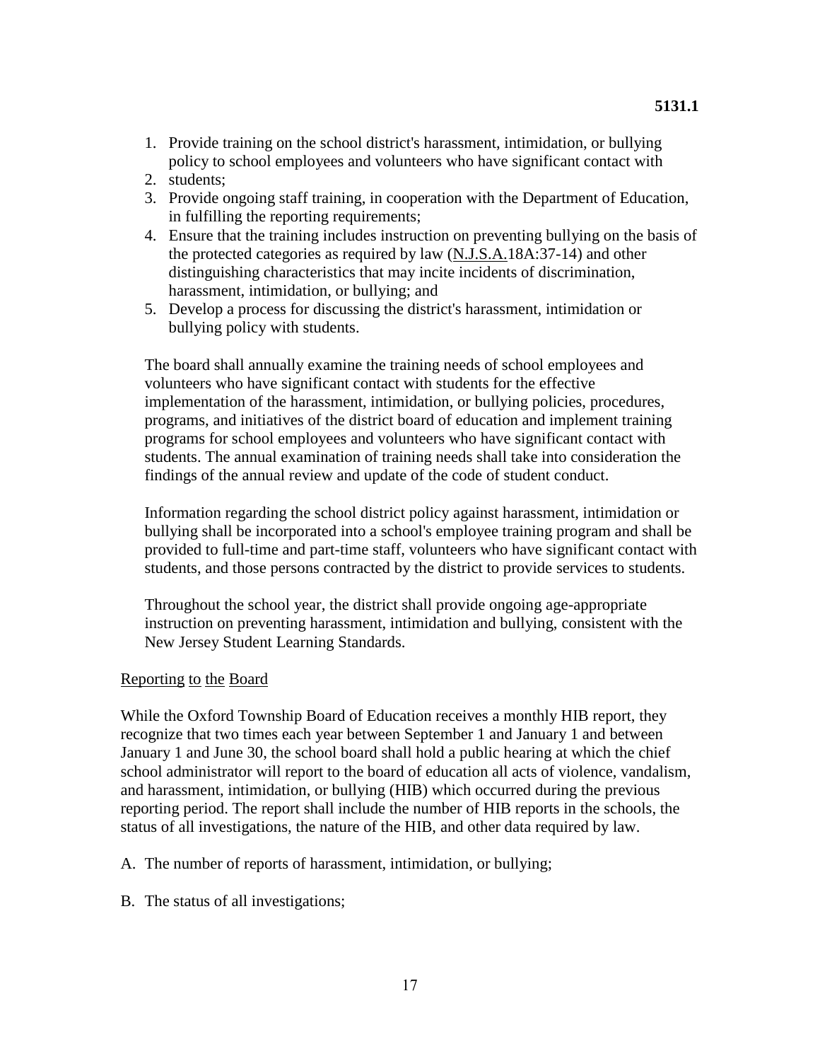1. Provide training on the school district's harassment, intimidation, or bullying policy to school employees and volunteers who have significant contact with
2. students;
3. Provide ongoing staff training, in cooperation with the Department of Education, in fulfilling the reporting requirements;
4. Ensure that the training includes instruction on preventing bullying on the basis of the protected categories as required by law (N.J.S.A.18A:37-14) and other distinguishing characteristics that may incite incidents of discrimination, harassment, intimidation, or bullying; and
5. Develop a process for discussing the district's harassment, intimidation or bullying policy with students.

The board shall annually examine the training needs of school employees and volunteers who have significant contact with students for the effective implementation of the harassment, intimidation, or bullying policies, procedures, programs, and initiatives of the district board of education and implement training programs for school employees and volunteers who have significant contact with students. The annual examination of training needs shall take into consideration the findings of the annual review and update of the code of student conduct.

Information regarding the school district policy against harassment, intimidation or bullying shall be incorporated into a school's employee training program and shall be provided to full-time and part-time staff, volunteers who have significant contact with students, and those persons contracted by the district to provide services to students.

Throughout the school year, the district shall provide ongoing age-appropriate instruction on preventing harassment, intimidation and bullying, consistent with the New Jersey Student Learning Standards.

Reporting to the Board

While the Oxford Township Board of Education receives a monthly HIB report, they recognize that two times each year between September 1 and January 1 and between January 1 and June 30, the school board shall hold a public hearing at which the chief school administrator will report to the board of education all acts of violence, vandalism, and harassment, intimidation, or bullying (HIB) which occurred during the previous reporting period. The report shall include the number of HIB reports in the schools, the status of all investigations, the nature of the HIB, and other data required by law.

A. The number of reports of harassment, intimidation, or bullying;

B. The status of all investigations;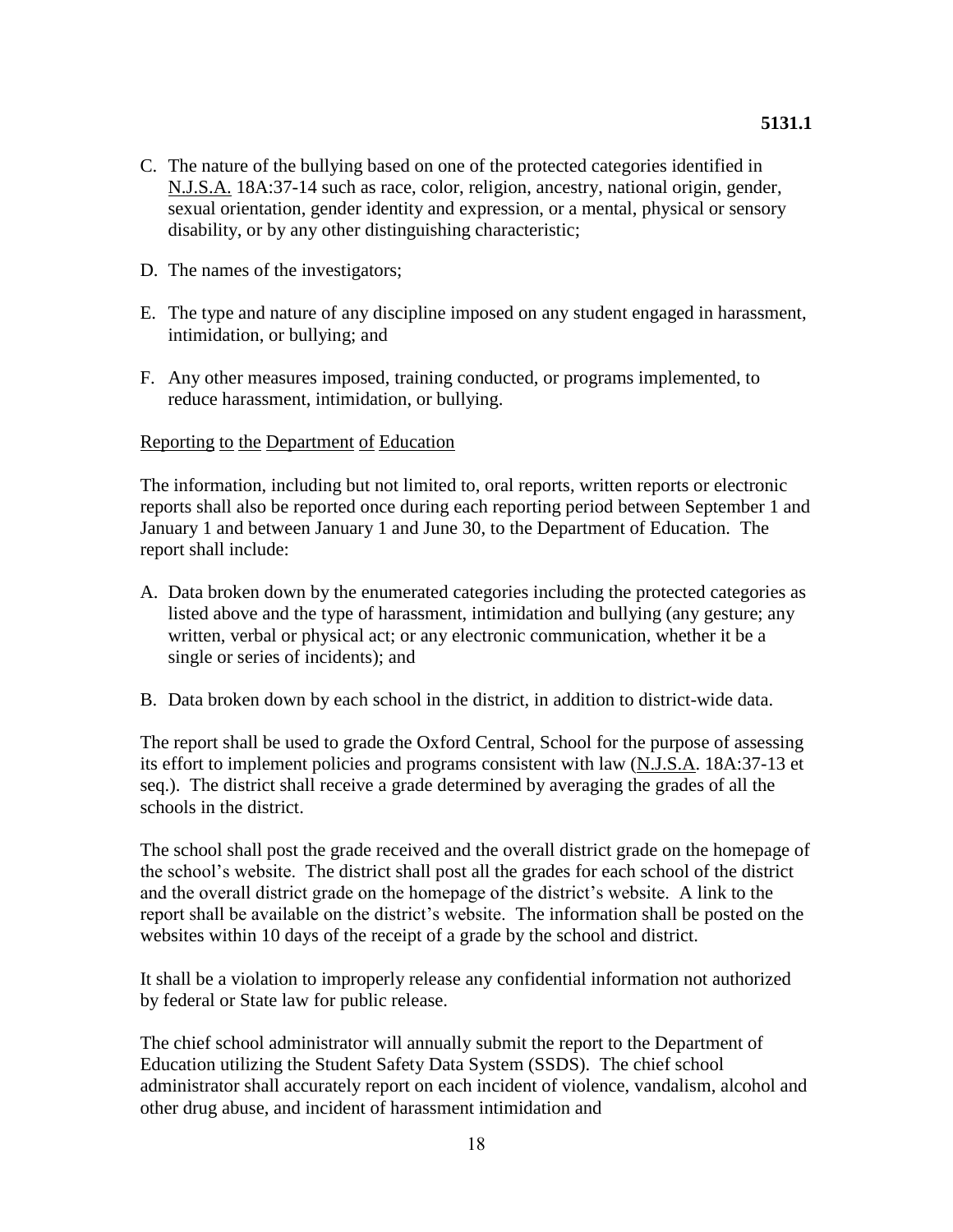C. The nature of the bullying based on one of the protected categories identified in N.J.S.A. 18A:37-14 such as race, color, religion, ancestry, national origin, gender, sexual orientation, gender identity and expression, or a mental, physical or sensory disability, or by any other distinguishing characteristic;

D. The names of the investigators;

E. The type and nature of any discipline imposed on any student engaged in harassment, intimidation, or bullying; and

F. Any other measures imposed, training conducted, or programs implemented, to reduce harassment, intimidation, or bullying.

Reporting to the Department of Education

The information, including but not limited to, oral reports, written reports or electronic reports shall also be reported once during each reporting period between September 1 and January 1 and between January 1 and June 30, to the Department of Education. The report shall include:

A. Data broken down by the enumerated categories including the protected categories as listed above and the type of harassment, intimidation and bullying (any gesture; any written, verbal or physical act; or any electronic communication, whether it be a single or series of incidents); and

B. Data broken down by each school in the district, in addition to district-wide data.

The report shall be used to grade the Oxford Central, School for the purpose of assessing its effort to implement policies and programs consistent with law (N.J.S.A. 18A:37-13 et seq.). The district shall receive a grade determined by averaging the grades of all the schools in the district.

The school shall post the grade received and the overall district grade on the homepage of the school's website. The district shall post all the grades for each school of the district and the overall district grade on the homepage of the district's website. A link to the report shall be available on the district's website. The information shall be posted on the websites within 10 days of the receipt of a grade by the school and district.

It shall be a violation to improperly release any confidential information not authorized by federal or State law for public release.

The chief school administrator will annually submit the report to the Department of Education utilizing the Student Safety Data System (SSDS). The chief school administrator shall accurately report on each incident of violence, vandalism, alcohol and other drug abuse, and incident of harassment intimidation and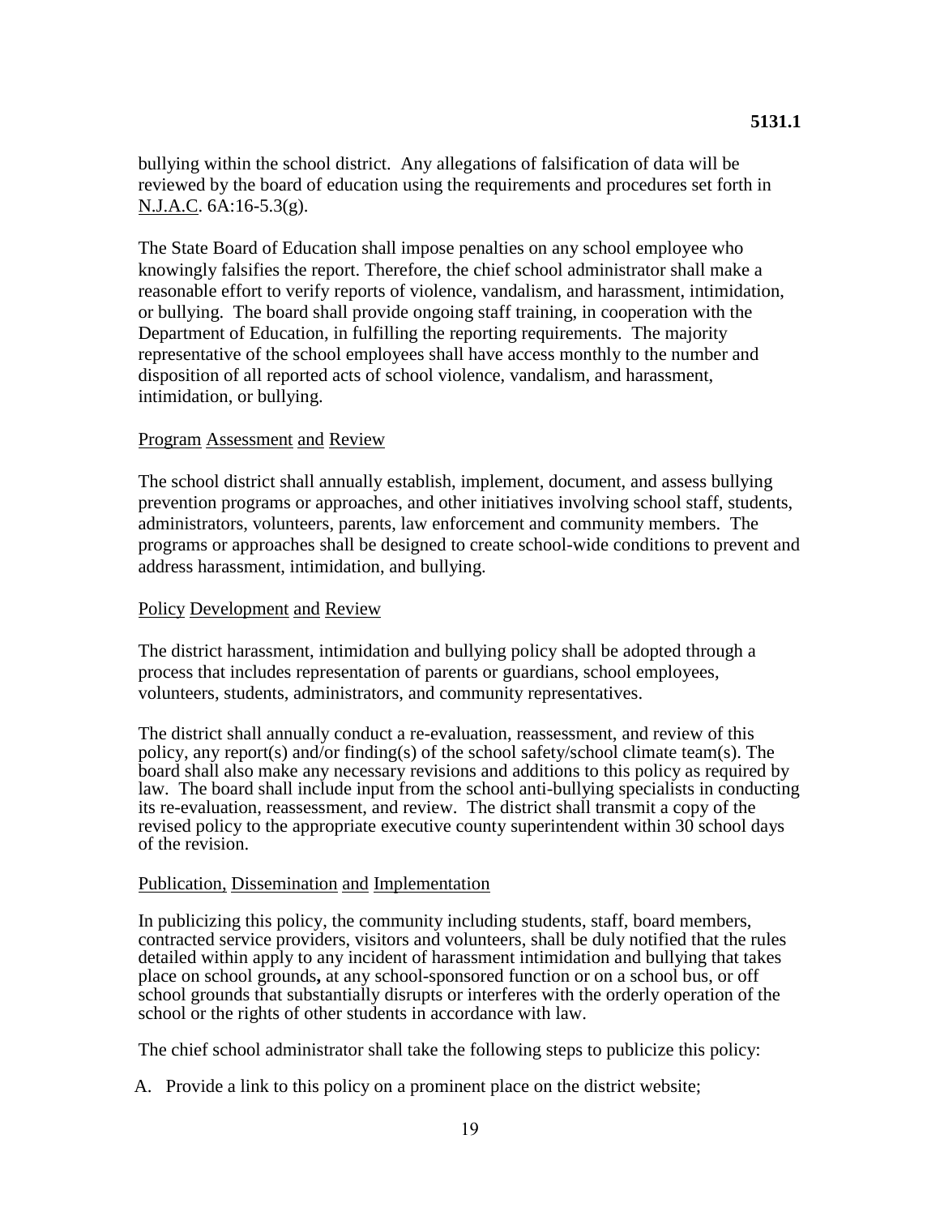bullying within the school district. Any allegations of falsification of data will be reviewed by the board of education using the requirements and procedures set forth in N.J.A.C. 6A:16-5.3(g).

The State Board of Education shall impose penalties on any school employee who knowingly falsifies the report. Therefore, the chief school administrator shall make a reasonable effort to verify reports of violence, vandalism, and harassment, intimidation, or bullying. The board shall provide ongoing staff training, in cooperation with the Department of Education, in fulfilling the reporting requirements. The majority representative of the school employees shall have access monthly to the number and disposition of all reported acts of school violence, vandalism, and harassment, intimidation, or bullying.

Program Assessment and Review

The school district shall annually establish, implement, document, and assess bullying prevention programs or approaches, and other initiatives involving school staff, students, administrators, volunteers, parents, law enforcement and community members. The programs or approaches shall be designed to create school-wide conditions to prevent and address harassment, intimidation, and bullying.

Policy Development and Review

The district harassment, intimidation and bullying policy shall be adopted through a process that includes representation of parents or guardians, school employees, volunteers, students, administrators, and community representatives.

The district shall annually conduct a re-evaluation, reassessment, and review of this policy, any report(s) and/or finding(s) of the school safety/school climate team(s). The board shall also make any necessary revisions and additions to this policy as required by law. The board shall include input from the school anti-bullying specialists in conducting its re-evaluation, reassessment, and review. The district shall transmit a copy of the revised policy to the appropriate executive county superintendent within 30 school days of the revision.

Publication, Dissemination and Implementation

In publicizing this policy, the community including students, staff, board members, contracted service providers, visitors and volunteers, shall be duly notified that the rules detailed within apply to any incident of harassment intimidation and bullying that takes place on school grounds**,** at any school-sponsored function or on a school bus, or off school grounds that substantially disrupts or interferes with the orderly operation of the school or the rights of other students in accordance with law.

The chief school administrator shall take the following steps to publicize this policy:

A. Provide a link to this policy on a prominent place on the district website;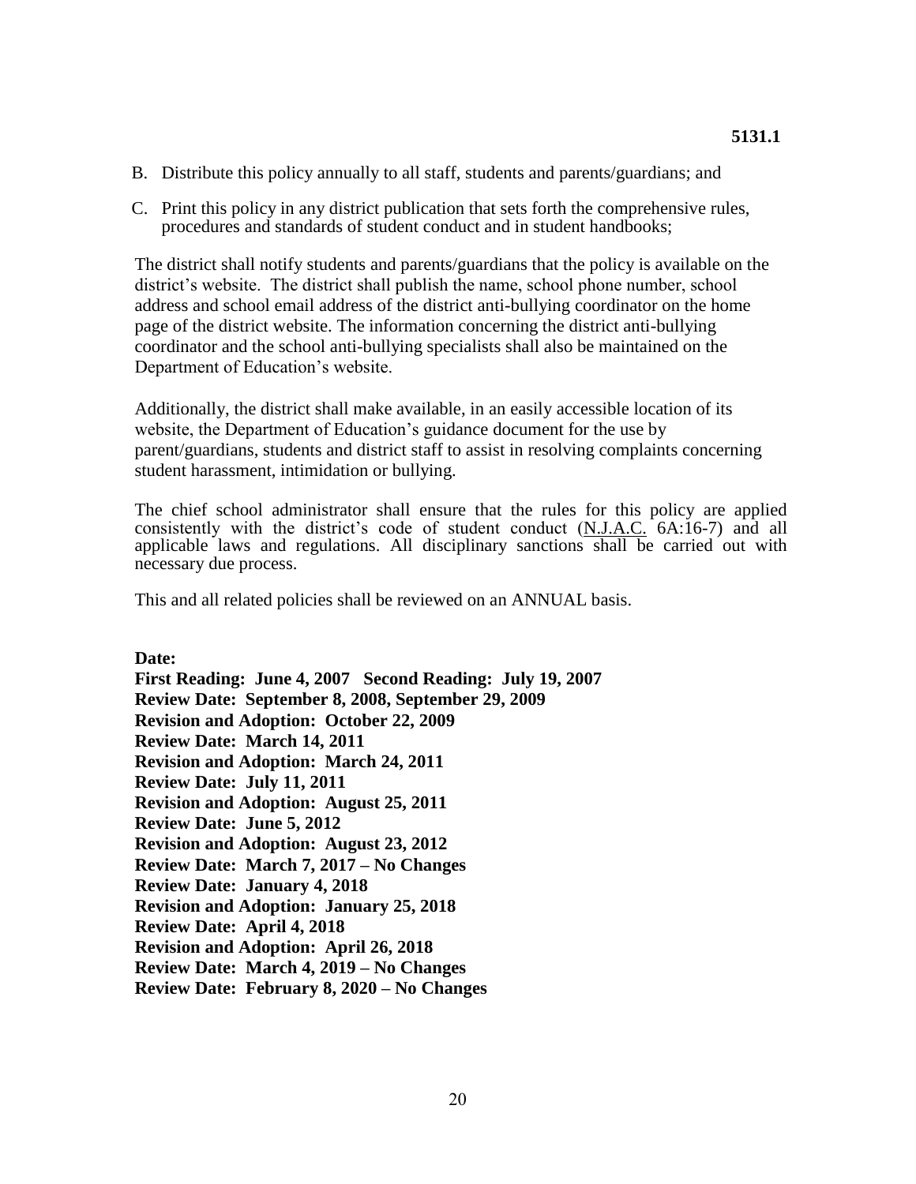B. Distribute this policy annually to all staff, students and parents/guardians; and

C. Print this policy in any district publication that sets forth the comprehensive rules, procedures and standards of student conduct and in student handbooks;

The district shall notify students and parents/guardians that the policy is available on the district's website. The district shall publish the name, school phone number, school address and school email address of the district anti-bullying coordinator on the home page of the district website. The information concerning the district anti-bullying coordinator and the school anti-bullying specialists shall also be maintained on the Department of Education's website.

Additionally, the district shall make available, in an easily accessible location of its website, the Department of Education's guidance document for the use by parent/guardians, students and district staff to assist in resolving complaints concerning student harassment, intimidation or bullying.

The chief school administrator shall ensure that the rules for this policy are applied consistently with the district's code of student conduct (N.J.A.C. 6A:16-7) and all applicable laws and regulations. All disciplinary sanctions shall be carried out with necessary due process.

This and all related policies shall be reviewed on an ANNUAL basis.

**Date:**
**First Reading: June 4, 2007 Second Reading: July 19, 2007**
**Review Date: September 8, 2008, September 29, 2009**
**Revision and Adoption: October 22, 2009**
**Review Date: March 14, 2011**
**Revision and Adoption: March 24, 2011**
**Review Date: July 11, 2011**
**Revision and Adoption: August 25, 2011**
**Review Date: June 5, 2012**
**Revision and Adoption: August 23, 2012**
**Review Date: March 7, 2017 – No Changes**
**Review Date: January 4, 2018**
**Revision and Adoption: January 25, 2018**
**Review Date: April 4, 2018**
**Revision and Adoption: April 26, 2018**
**Review Date: March 4, 2019 – No Changes**
**Review Date: February 8, 2020 – No Changes**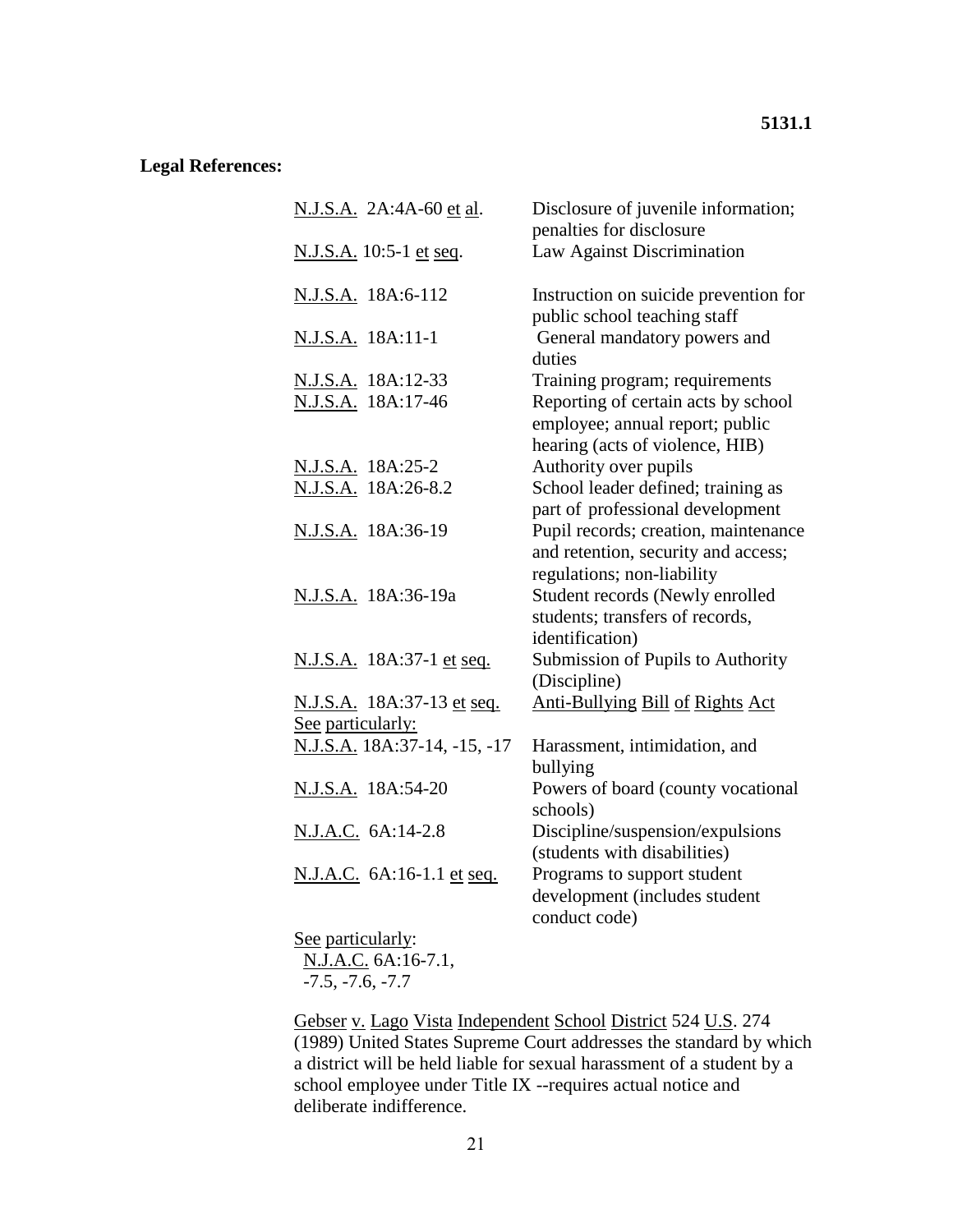**5131.1**

**Legal References:**

| | |
|---|---|
| N.J.S.A. 2A:4A-60 et al. | Disclosure of juvenile information; penalties for disclosure |
| N.J.S.A. 10:5-1 et seq. | Law Against Discrimination |
| N.J.S.A. 18A:6-112 | Instruction on suicide prevention for public school teaching staff |
| N.J.S.A. 18A:11-1 | General mandatory powers and duties |
| N.J.S.A. 18A:12-33 | Training program; requirements |
| N.J.S.A. 18A:17-46 | Reporting of certain acts by school employee; annual report; public hearing (acts of violence, HIB) |
| N.J.S.A. 18A:25-2 | Authority over pupils |
| N.J.S.A. 18A:26-8.2 | School leader defined; training as part of professional development |
| N.J.S.A. 18A:36-19 | Pupil records; creation, maintenance and retention, security and access; regulations; non-liability |
| N.J.S.A. 18A:36-19a | Student records (Newly enrolled students; transfers of records, identification) |
| N.J.S.A. 18A:37-1 et seq. | Submission of Pupils to Authority (Discipline) |
| N.J.S.A. 18A:37-13 et seq. | Anti-Bullying Bill of Rights Act |
| See particularly: | |
| N.J.S.A. 18A:37-14, -15, -17 | Harassment, intimidation, and bullying |
| N.J.S.A. 18A:54-20 | Powers of board (county vocational schools) |
| N.J.A.C. 6A:14-2.8 | Discipline/suspension/expulsions (students with disabilities) |
| N.J.A.C. 6A:16-1.1 et seq. | Programs to support student development (includes student conduct code) |

See particularly:
N.J.A.C. 6A:16-7.1,
-7.5, -7.6, -7.7

Gebser v. Lago Vista Independent School District 524 U.S. 274 (1989) United States Supreme Court addresses the standard by which a district will be held liable for sexual harassment of a student by a school employee under Title IX --requires actual notice and deliberate indifference.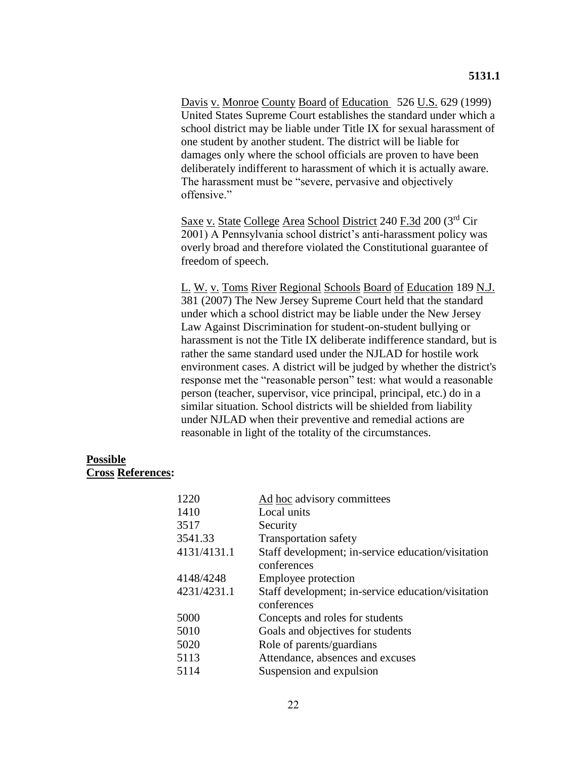Davis v. Monroe County Board of Education 526 U.S. 629 (1999) United States Supreme Court establishes the standard under which a school district may be liable under Title IX for sexual harassment of one student by another student. The district will be liable for damages only where the school officials are proven to have been deliberately indifferent to harassment of which it is actually aware. The harassment must be "severe, pervasive and objectively offensive."

Saxe v. State College Area School District 240 F.3d 200 (3rd Cir 2001) A Pennsylvania school district's anti-harassment policy was overly broad and therefore violated the Constitutional guarantee of freedom of speech.

L. W. v. Toms River Regional Schools Board of Education 189 N.J. 381 (2007) The New Jersey Supreme Court held that the standard under which a school district may be liable under the New Jersey Law Against Discrimination for student-on-student bullying or harassment is not the Title IX deliberate indifference standard, but is rather the same standard used under the NJLAD for hostile work environment cases. A district will be judged by whether the district's response met the "reasonable person" test: what would a reasonable person (teacher, supervisor, vice principal, principal, etc.) do in a similar situation. School districts will be shielded from liability under NJLAD when their preventive and remedial actions are reasonable in light of the totality of the circumstances.

**Possible Cross References:**

| | |
|---|---|
| 1220 | Ad hoc advisory committees |
| 1410 | Local units |
| 3517 | Security |
| 3541.33 | Transportation safety |
| 4131/4131.1 | Staff development; in-service education/visitation conferences |
| 4148/4248 | Employee protection |
| 4231/4231.1 | Staff development; in-service education/visitation conferences |
| 5000 | Concepts and roles for students |
| 5010 | Goals and objectives for students |
| 5020 | Role of parents/guardians |
| 5113 | Attendance, absences and excuses |
| 5114 | Suspension and expulsion |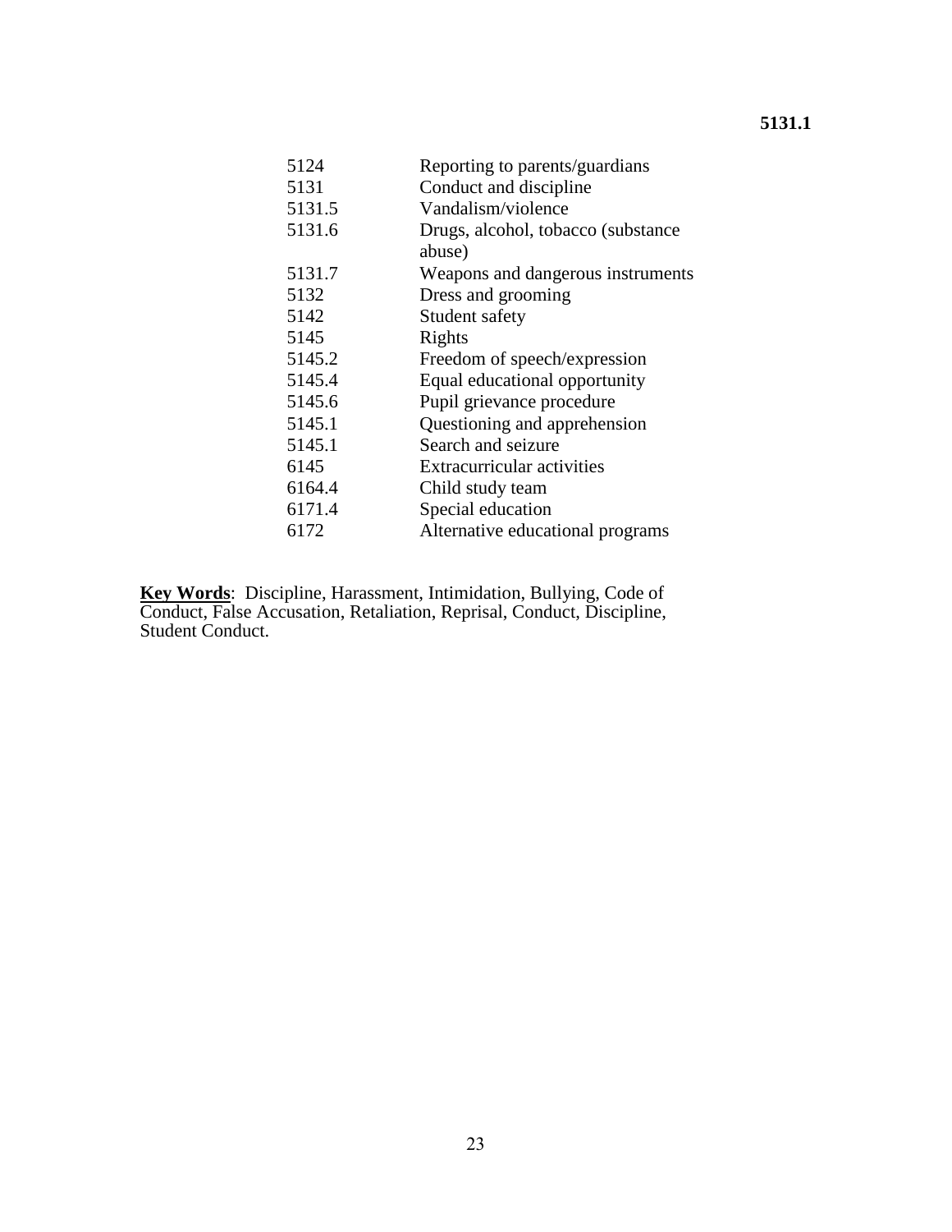| | |
|---|---|
| 5124 | Reporting to parents/guardians |
| 5131 | Conduct and discipline |
| 5131.5 | Vandalism/violence |
| 5131.6 | Drugs, alcohol, tobacco (substance abuse) |
| 5131.7 | Weapons and dangerous instruments |
| 5132 | Dress and grooming |
| 5142 | Student safety |
| 5145 | Rights |
| 5145.2 | Freedom of speech/expression |
| 5145.4 | Equal educational opportunity |
| 5145.6 | Pupil grievance procedure |
| 5145.1 | Questioning and apprehension |
| 5145.1 | Search and seizure |
| 6145 | Extracurricular activities |
| 6164.4 | Child study team |
| 6171.4 | Special education |
| 6172 | Alternative educational programs |

**Key Words**: Discipline, Harassment, Intimidation, Bullying, Code of Conduct, False Accusation, Retaliation, Reprisal, Conduct, Discipline, Student Conduct.